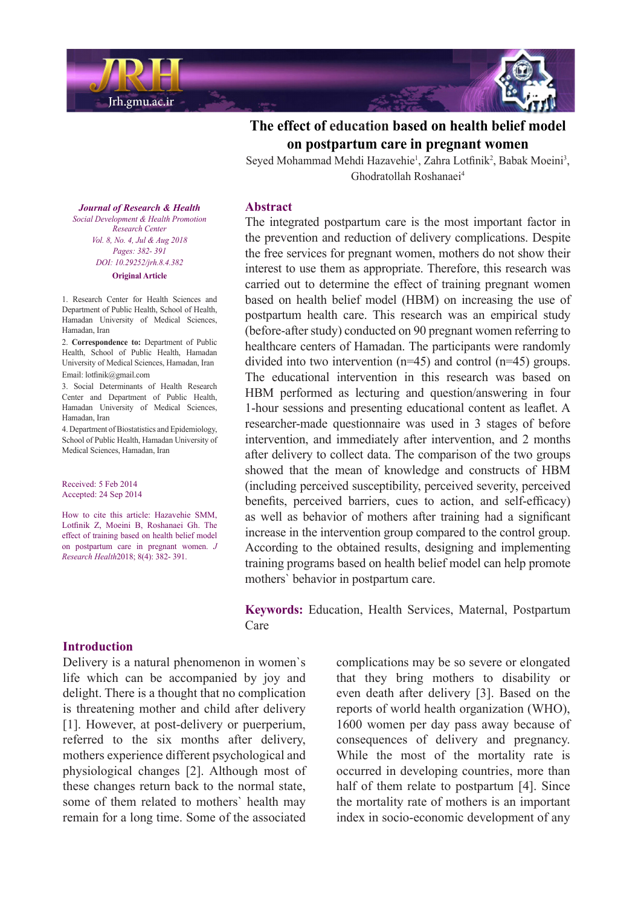# The effect of education based on health belief model on postpartum care in pregnant women

Seyed Mohammad Mehdi Hazavehie[1], Zahra Lotfinik[2], Babak Moeini[3], Ghodratollah Roshanaei[4]

*Journal of Research & Health*
*Social Development & Health Promotion Research Center*
*Vol. 8, No. 4, Jul & Aug 2018*
*Pages: 382- 391*
*DOI: 10.29252/jrh.8.4.382*

**Original Article**

1. Research Center for Health Sciences and Department of Public Health, School of Health, Hamadan University of Medical Sciences, Hamadan, Iran
2. **Correspondence to:** Department of Public Health, School of Public Health, Hamadan University of Medical Sciences, Hamadan, Iran
Email: lotfinik@gmail.com
3. Social Determinants of Health Research Center and Department of Public Health, Hamadan University of Medical Sciences, Hamadan, Iran
4. Department of Biostatistics and Epidemiology, School of Public Health, Hamadan University of Medical Sciences, Hamadan, Iran

Received: 5 Feb 2014
Accepted: 24 Sep 2014

How to cite this article: Hazavehie SMM, Lotfinik Z, Moeini B, Roshanaei Gh. The effect of training based on health belief model on postpartum care in pregnant women. *J Research Health*2018; 8(4): 382- 391.

## Abstract

The integrated postpartum care is the most important factor in the prevention and reduction of delivery complications. Despite the free services for pregnant women, mothers do not show their interest to use them as appropriate. Therefore, this research was carried out to determine the effect of training pregnant women based on health belief model (HBM) on increasing the use of postpartum health care. This research was an empirical study (before-after study) conducted on 90 pregnant women referring to healthcare centers of Hamadan. The participants were randomly divided into two intervention (n=45) and control (n=45) groups. The educational intervention in this research was based on HBM performed as lecturing and question/answering in four 1-hour sessions and presenting educational content as leaflet. A researcher-made questionnaire was used in 3 stages of before intervention, and immediately after intervention, and 2 months after delivery to collect data. The comparison of the two groups showed that the mean of knowledge and constructs of HBM (including perceived susceptibility, perceived severity, perceived benefits, perceived barriers, cues to action, and self-efficacy) as well as behavior of mothers after training had a significant increase in the intervention group compared to the control group. According to the obtained results, designing and implementing training programs based on health belief model can help promote mothers` behavior in postpartum care.

**Keywords:** Education, Health Services, Maternal, Postpartum Care

## Introduction

Delivery is a natural phenomenon in women`s life which can be accompanied by joy and delight. There is a thought that no complication is threatening mother and child after delivery [1]. However, at post-delivery or puerperium, referred to the six months after delivery, mothers experience different psychological and physiological changes [2]. Although most of these changes return back to the normal state, some of them related to mothers` health may remain for a long time. Some of the associated complications may be so severe or elongated that they bring mothers to disability or even death after delivery [3]. Based on the reports of world health organization (WHO), 1600 women per day pass away because of consequences of delivery and pregnancy. While the most of the mortality rate is occurred in developing countries, more than half of them relate to postpartum [4]. Since the mortality rate of mothers is an important index in socio-economic development of any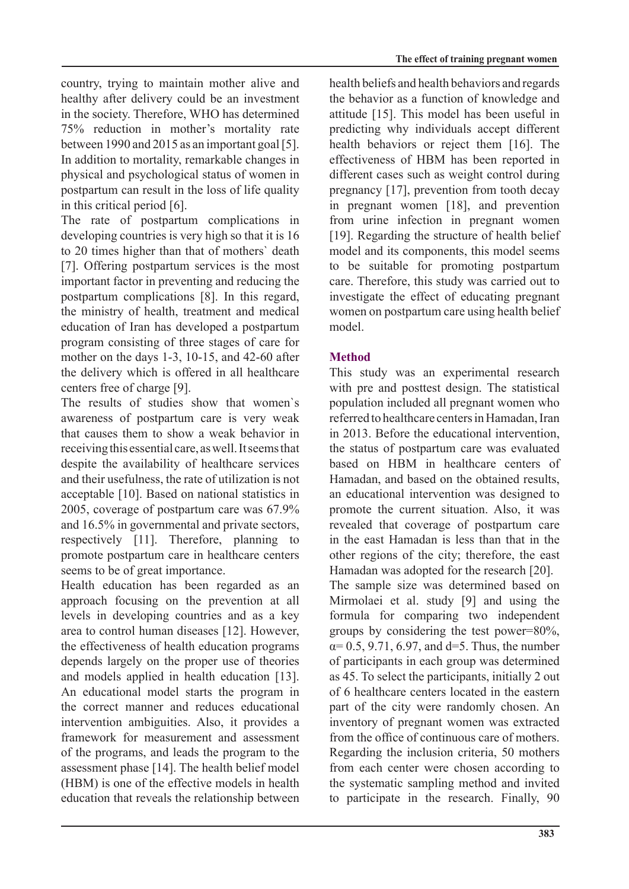country, trying to maintain mother alive and healthy after delivery could be an investment in the society. Therefore, WHO has determined 75% reduction in mother's mortality rate between 1990 and 2015 as an important goal [5]. In addition to mortality, remarkable changes in physical and psychological status of women in postpartum can result in the loss of life quality in this critical period [6].

The rate of postpartum complications in developing countries is very high so that it is 16 to 20 times higher than that of mothers` death [7]. Offering postpartum services is the most important factor in preventing and reducing the postpartum complications [8]. In this regard, the ministry of health, treatment and medical education of Iran has developed a postpartum program consisting of three stages of care for mother on the days 1-3, 10-15, and 42-60 after the delivery which is offered in all healthcare centers free of charge [9].

The results of studies show that women`s awareness of postpartum care is very weak that causes them to show a weak behavior in receiving this essential care, as well. It seems that despite the availability of healthcare services and their usefulness, the rate of utilization is not acceptable [10]. Based on national statistics in 2005, coverage of postpartum care was 67.9% and 16.5% in governmental and private sectors, respectively [11]. Therefore, planning to promote postpartum care in healthcare centers seems to be of great importance.

Health education has been regarded as an approach focusing on the prevention at all levels in developing countries and as a key area to control human diseases [12]. However, the effectiveness of health education programs depends largely on the proper use of theories and models applied in health education [13]. An educational model starts the program in the correct manner and reduces educational intervention ambiguities. Also, it provides a framework for measurement and assessment of the programs, and leads the program to the assessment phase [14]. The health belief model (HBM) is one of the effective models in health education that reveals the relationship between health beliefs and health behaviors and regards the behavior as a function of knowledge and attitude [15]. This model has been useful in predicting why individuals accept different health behaviors or reject them [16]. The effectiveness of HBM has been reported in different cases such as weight control during pregnancy [17], prevention from tooth decay in pregnant women [18], and prevention from urine infection in pregnant women [19]. Regarding the structure of health belief model and its components, this model seems to be suitable for promoting postpartum care. Therefore, this study was carried out to investigate the effect of educating pregnant women on postpartum care using health belief model.

## Method

This study was an experimental research with pre and posttest design. The statistical population included all pregnant women who referred to healthcare centers in Hamadan, Iran in 2013. Before the educational intervention, the status of postpartum care was evaluated based on HBM in healthcare centers of Hamadan, and based on the obtained results, an educational intervention was designed to promote the current situation. Also, it was revealed that coverage of postpartum care in the east Hamadan is less than that in the other regions of the city; therefore, the east Hamadan was adopted for the research [20].

The sample size was determined based on Mirmolaei et al. study [9] and using the formula for comparing two independent groups by considering the test power=80%, $\alpha = 0.5$, 9.71, 6.97, and d=5. Thus, the number of participants in each group was determined as 45. To select the participants, initially 2 out of 6 healthcare centers located in the eastern part of the city were randomly chosen. An inventory of pregnant women was extracted from the office of continuous care of mothers. Regarding the inclusion criteria, 50 mothers from each center were chosen according to the systematic sampling method and invited to participate in the research. Finally, 90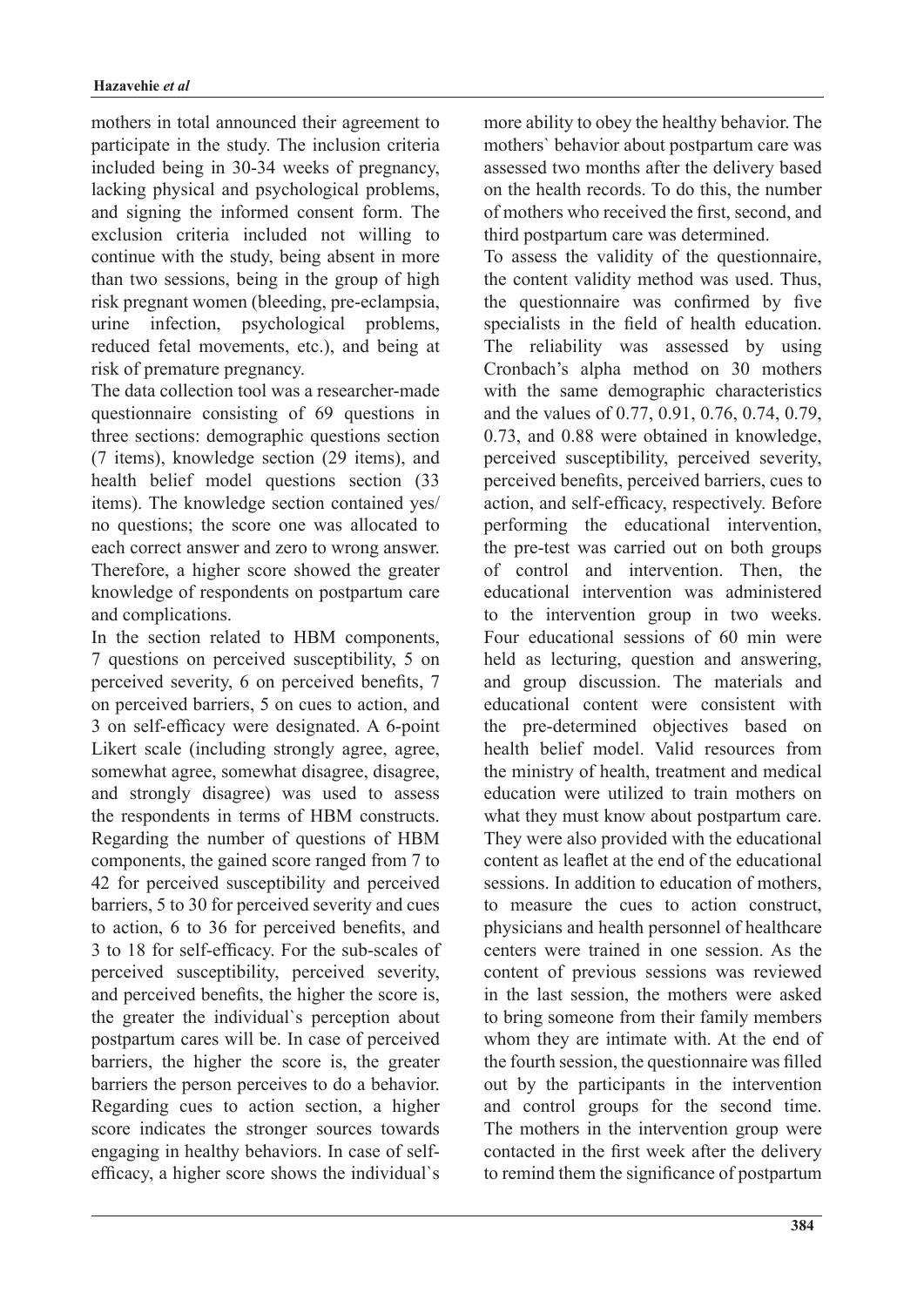mothers in total announced their agreement to participate in the study. The inclusion criteria included being in 30-34 weeks of pregnancy, lacking physical and psychological problems, and signing the informed consent form. The exclusion criteria included not willing to continue with the study, being absent in more than two sessions, being in the group of high risk pregnant women (bleeding, pre-eclampsia, urine infection, psychological problems, reduced fetal movements, etc.), and being at risk of premature pregnancy.

The data collection tool was a researcher-made questionnaire consisting of 69 questions in three sections: demographic questions section (7 items), knowledge section (29 items), and health belief model questions section (33 items). The knowledge section contained yes/no questions; the score one was allocated to each correct answer and zero to wrong answer. Therefore, a higher score showed the greater knowledge of respondents on postpartum care and complications.

In the section related to HBM components, 7 questions on perceived susceptibility, 5 on perceived severity, 6 on perceived benefits, 7 on perceived barriers, 5 on cues to action, and 3 on self-efficacy were designated. A 6-point Likert scale (including strongly agree, agree, somewhat agree, somewhat disagree, disagree, and strongly disagree) was used to assess the respondents in terms of HBM constructs. Regarding the number of questions of HBM components, the gained score ranged from 7 to 42 for perceived susceptibility and perceived barriers, 5 to 30 for perceived severity and cues to action, 6 to 36 for perceived benefits, and 3 to 18 for self-efficacy. For the sub-scales of perceived susceptibility, perceived severity, and perceived benefits, the higher the score is, the greater the individual`s perception about postpartum cares will be. In case of perceived barriers, the higher the score is, the greater barriers the person perceives to do a behavior. Regarding cues to action section, a higher score indicates the stronger sources towards engaging in healthy behaviors. In case of self-efficacy, a higher score shows the individual`s more ability to obey the healthy behavior. The mothers` behavior about postpartum care was assessed two months after the delivery based on the health records. To do this, the number of mothers who received the first, second, and third postpartum care was determined.

To assess the validity of the questionnaire, the content validity method was used. Thus, the questionnaire was confirmed by five specialists in the field of health education. The reliability was assessed by using Cronbach's alpha method on 30 mothers with the same demographic characteristics and the values of 0.77, 0.91, 0.76, 0.74, 0.79, 0.73, and 0.88 were obtained in knowledge, perceived susceptibility, perceived severity, perceived benefits, perceived barriers, cues to action, and self-efficacy, respectively. Before performing the educational intervention, the pre-test was carried out on both groups of control and intervention. Then, the educational intervention was administered to the intervention group in two weeks. Four educational sessions of 60 min were held as lecturing, question and answering, and group discussion. The materials and educational content were consistent with the pre-determined objectives based on health belief model. Valid resources from the ministry of health, treatment and medical education were utilized to train mothers on what they must know about postpartum care. They were also provided with the educational content as leaflet at the end of the educational sessions. In addition to education of mothers, to measure the cues to action construct, physicians and health personnel of healthcare centers were trained in one session. As the content of previous sessions was reviewed in the last session, the mothers were asked to bring someone from their family members whom they are intimate with. At the end of the fourth session, the questionnaire was filled out by the participants in the intervention and control groups for the second time. The mothers in the intervention group were contacted in the first week after the delivery to remind them the significance of postpartum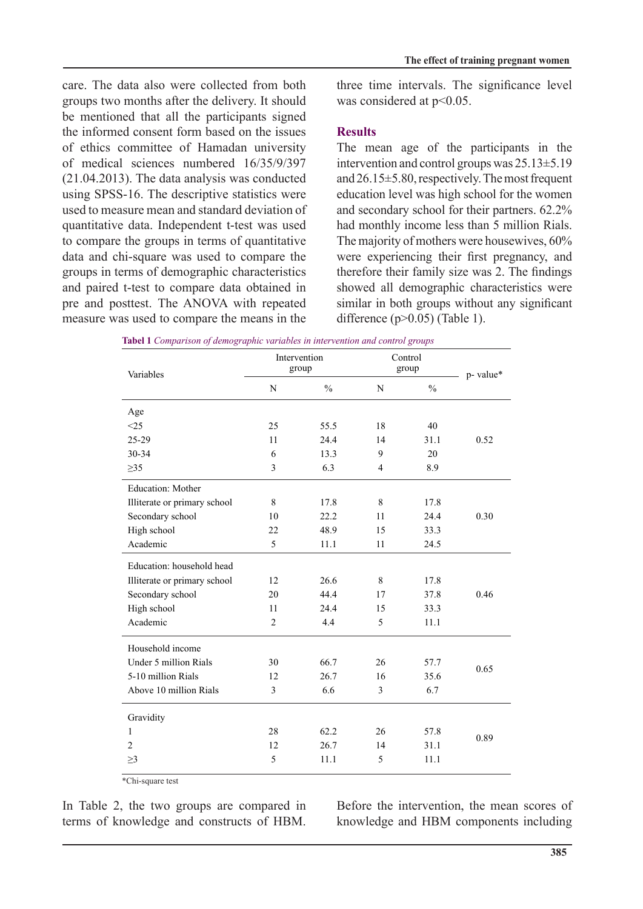care. The data also were collected from both groups two months after the delivery. It should be mentioned that all the participants signed the informed consent form based on the issues of ethics committee of Hamadan university of medical sciences numbered 16/35/9/397 (21.04.2013). The data analysis was conducted using SPSS-16. The descriptive statistics were used to measure mean and standard deviation of quantitative data. Independent t-test was used to compare the groups in terms of quantitative data and chi-square was used to compare the groups in terms of demographic characteristics and paired t-test to compare data obtained in pre and posttest. The ANOVA with repeated measure was used to compare the means in the three time intervals. The significance level was considered at $p<0.05$.

## Results

The mean age of the participants in the intervention and control groups was 25.13±5.19 and 26.15±5.80, respectively. The most frequent education level was high school for the women and secondary school for their partners. 62.2% had monthly income less than 5 million Rials. The majority of mothers were housewives, 60% were experiencing their first pregnancy, and therefore their family size was 2. The findings showed all demographic characteristics were similar in both groups without any significant difference ($p>0.05$) (Table 1).

**Tabel 1** *Comparison of demographic variables in intervention and control groups*

| Variables | Intervention group | | Control group | | p- value* |
|---|---|---|---|---|---|
| | N | % | N | % | |
| **Age** | | | | | |
| <25 | 25 | 55.5 | 18 | 40 | |
| 25-29 | 11 | 24.4 | 14 | 31.1 | 0.52 |
| 30-34 | 6 | 13.3 | 9 | 20 | |
| ≥35 | 3 | 6.3 | 4 | 8.9 | |
| **Education: Mother** | | | | | |
| Illiterate or primary school | 8 | 17.8 | 8 | 17.8 | |
| Secondary school | 10 | 22.2 | 11 | 24.4 | 0.30 |
| High school | 22 | 48.9 | 15 | 33.3 | |
| Academic | 5 | 11.1 | 11 | 24.5 | |
| **Education: household head** | | | | | |
| Illiterate or primary school | 12 | 26.6 | 8 | 17.8 | |
| Secondary school | 20 | 44.4 | 17 | 37.8 | 0.46 |
| High school | 11 | 24.4 | 15 | 33.3 | |
| Academic | 2 | 4.4 | 5 | 11.1 | |
| **Household income** | | | | | |
| Under 5 million Rials | 30 | 66.7 | 26 | 57.7 | |
| 5-10 million Rials | 12 | 26.7 | 16 | 35.6 | 0.65 |
| Above 10 million Rials | 3 | 6.6 | 3 | 6.7 | |
| **Gravidity** | | | | | |
| 1 | 28 | 62.2 | 26 | 57.8 | |
| 2 | 12 | 26.7 | 14 | 31.1 | 0.89 |
| ≥3 | 5 | 11.1 | 5 | 11.1 | |

*Chi-square test

In Table 2, the two groups are compared in terms of knowledge and constructs of HBM. Before the intervention, the mean scores of knowledge and HBM components including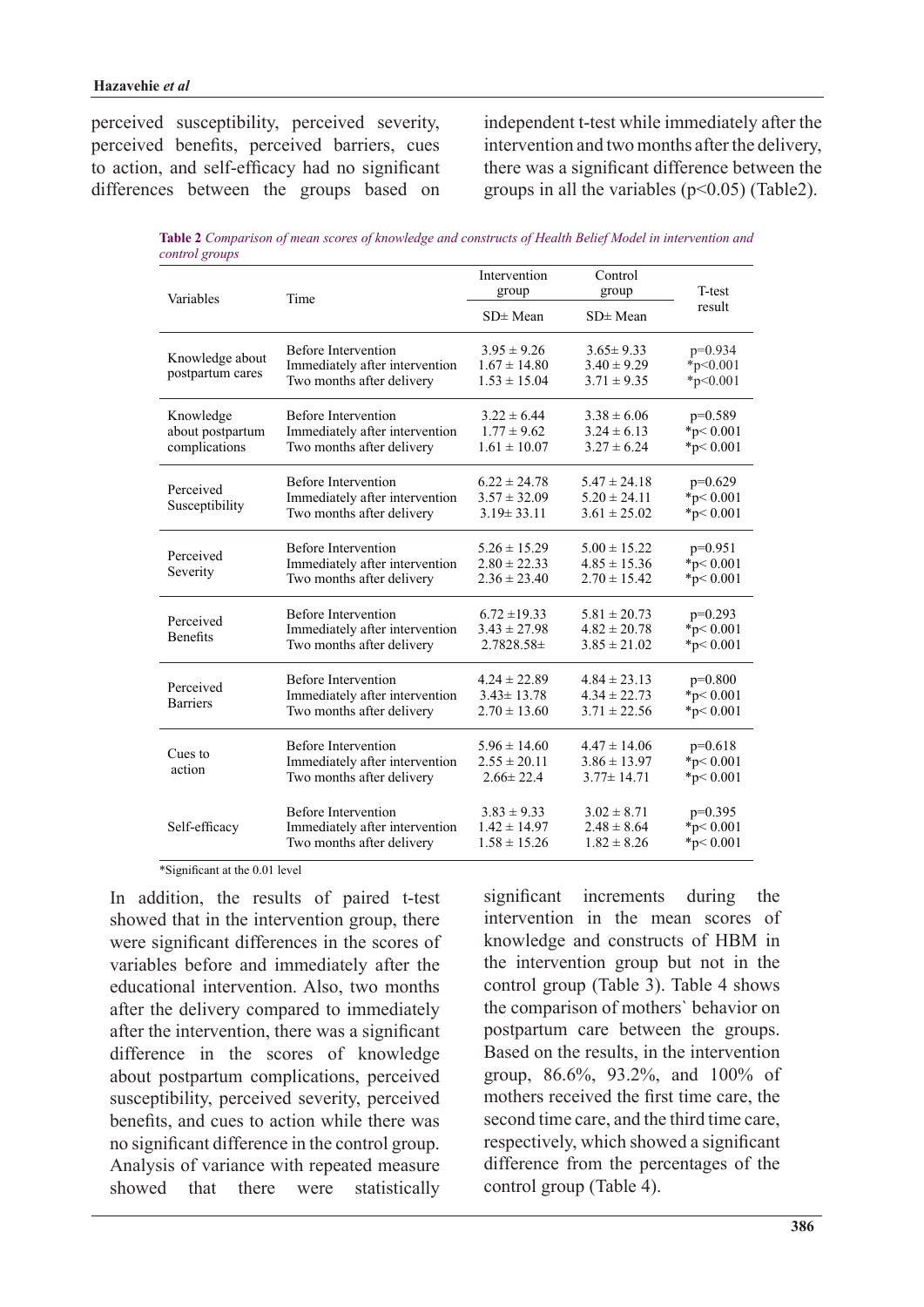perceived susceptibility, perceived severity, perceived benefits, perceived barriers, cues to action, and self-efficacy had no significant differences between the groups based on independent t-test while immediately after the intervention and two months after the delivery, there was a significant difference between the groups in all the variables ($p<0.05$) (Table2).

**Table 2** *Comparison of mean scores of knowledge and constructs of Health Belief Model in intervention and control groups*

| Variables | Time | Intervention group | Control group | T-test result |
|---|---|---|---|---|
| | | SD± Mean | SD± Mean | |
| Knowledge about postpartum cares | Before Intervention | 3.95 ± 9.26 | 3.65± 9.33 | p=0.934 |
| | Immediately after intervention | 1.67 ± 14.80 | 3.40 ± 9.29 | *p<0.001 |
| | Two months after delivery | 1.53 ± 15.04 | 3.71 ± 9.35 | *p<0.001 |
| Knowledge about postpartum complications | Before Intervention | 3.22 ± 6.44 | 3.38 ± 6.06 | p=0.589 |
| | Immediately after intervention | 1.77 ± 9.62 | 3.24 ± 6.13 | *p< 0.001 |
| | Two months after delivery | 1.61 ± 10.07 | 3.27 ± 6.24 | *p< 0.001 |
| Perceived Susceptibility | Before Intervention | 6.22 ± 24.78 | 5.47 ± 24.18 | p=0.629 |
| | Immediately after intervention | 3.57 ± 32.09 | 5.20 ± 24.11 | *p< 0.001 |
| | Two months after delivery | 3.19± 33.11 | 3.61 ± 25.02 | *p< 0.001 |
| Perceived Severity | Before Intervention | 5.26 ± 15.29 | 5.00 ± 15.22 | p=0.951 |
| | Immediately after intervention | 2.80 ± 22.33 | 4.85 ± 15.36 | *p< 0.001 |
| | Two months after delivery | 2.36 ± 23.40 | 2.70 ± 15.42 | *p< 0.001 |
| Perceived Benefits | Before Intervention | 6.72 ±19.33 | 5.81 ± 20.73 | p=0.293 |
| | Immediately after intervention | 3.43 ± 27.98 | 4.82 ± 20.78 | *p< 0.001 |
| | Two months after delivery | 2.7828.58± | 3.85 ± 21.02 | *p< 0.001 |
| Perceived Barriers | Before Intervention | 4.24 ± 22.89 | 4.84 ± 23.13 | p=0.800 |
| | Immediately after intervention | 3.43± 13.78 | 4.34 ± 22.73 | *p< 0.001 |
| | Two months after delivery | 2.70 ± 13.60 | 3.71 ± 22.56 | *p< 0.001 |
| Cues to action | Before Intervention | 5.96 ± 14.60 | 4.47 ± 14.06 | p=0.618 |
| | Immediately after intervention | 2.55 ± 20.11 | 3.86 ± 13.97 | *p< 0.001 |
| | Two months after delivery | 2.66± 22.4 | 3.77± 14.71 | *p< 0.001 |
| Self-efficacy | Before Intervention | 3.83 ± 9.33 | 3.02 ± 8.71 | p=0.395 |
| | Immediately after intervention | 1.42 ± 14.97 | 2.48 ± 8.64 | *p< 0.001 |
| | Two months after delivery | 1.58 ± 15.26 | 1.82 ± 8.26 | *p< 0.001 |

*Significant at the 0.01 level

In addition, the results of paired t-test showed that in the intervention group, there were significant differences in the scores of variables before and immediately after the educational intervention. Also, two months after the delivery compared to immediately after the intervention, there was a significant difference in the scores of knowledge about postpartum complications, perceived susceptibility, perceived severity, perceived benefits, and cues to action while there was no significant difference in the control group. Analysis of variance with repeated measure showed that there were statistically significant increments during the intervention in the mean scores of knowledge and constructs of HBM in the intervention group but not in the control group (Table 3). Table 4 shows the comparison of mothers` behavior on postpartum care between the groups. Based on the results, in the intervention group, 86.6%, 93.2%, and 100% of mothers received the first time care, the second time care, and the third time care, respectively, which showed a significant difference from the percentages of the control group (Table 4).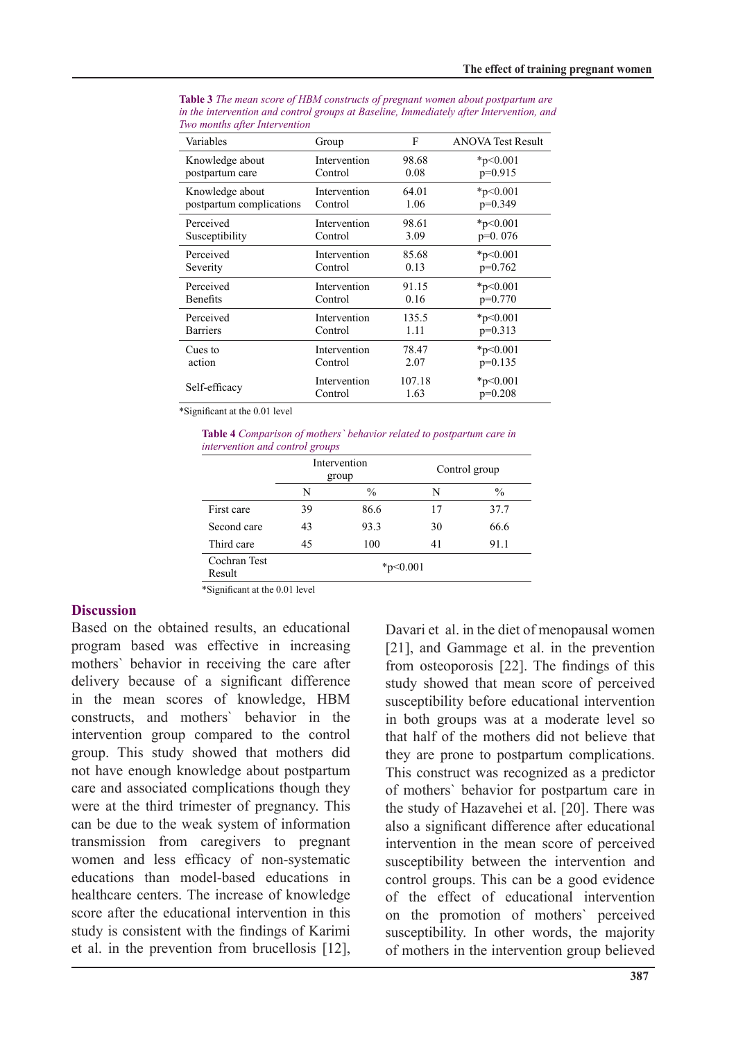**Table 3** *The mean score of HBM constructs of pregnant women about postpartum are in the intervention and control groups at Baseline, Immediately after Intervention, and Two months after Intervention*

| Variables | Group | F | ANOVA Test Result |
|---|---|---|---|
| Knowledge about postpartum care | Intervention<br>Control | 98.68<br>0.08 | *p<0.001<br>p=0.915 |
| Knowledge about postpartum complications | Intervention<br>Control | 64.01<br>1.06 | *p<0.001<br>p=0.349 |
| Perceived Susceptibility | Intervention<br>Control | 98.61<br>3.09 | *p<0.001<br>p=0. 076 |
| Perceived Severity | Intervention<br>Control | 85.68<br>0.13 | *p<0.001<br>p=0.762 |
| Perceived Benefits | Intervention<br>Control | 91.15<br>0.16 | *p<0.001<br>p=0.770 |
| Perceived Barriers | Intervention<br>Control | 135.5<br>1.11 | *p<0.001<br>p=0.313 |
| Cues to action | Intervention<br>Control | 78.47<br>2.07 | *p<0.001<br>p=0.135 |
| Self-efficacy | Intervention<br>Control | 107.18<br>1.63 | *p<0.001<br>p=0.208 |

*Significant at the 0.01 level

**Table 4** *Comparison of mothers` behavior related to postpartum care in intervention and control groups*

| | Intervention group | | Control group | |
|---|---|---|---|---|
| | N | % | N | % |
| First care | 39 | 86.6 | 17 | 37.7 |
| Second care | 43 | 93.3 | 30 | 66.6 |
| Third care | 45 | 100 | 41 | 91.1 |
| Cochran Test Result | *p<0.001 | | | |

*Significant at the 0.01 level

## Discussion

Based on the obtained results, an educational program based was effective in increasing mothers` behavior in receiving the care after delivery because of a significant difference in the mean scores of knowledge, HBM constructs, and mothers` behavior in the intervention group compared to the control group. This study showed that mothers did not have enough knowledge about postpartum care and associated complications though they were at the third trimester of pregnancy. This can be due to the weak system of information transmission from caregivers to pregnant women and less efficacy of non-systematic educations than model-based educations in healthcare centers. The increase of knowledge score after the educational intervention in this study is consistent with the findings of Karimi et al. in the prevention from brucellosis [12], Davari et al. in the diet of menopausal women [21], and Gammage et al. in the prevention from osteoporosis [22]. The findings of this study showed that mean score of perceived susceptibility before educational intervention in both groups was at a moderate level so that half of the mothers did not believe that they are prone to postpartum complications. This construct was recognized as a predictor of mothers` behavior for postpartum care in the study of Hazavehei et al. [20]. There was also a significant difference after educational intervention in the mean score of perceived susceptibility between the intervention and control groups. This can be a good evidence of the effect of educational intervention on the promotion of mothers` perceived susceptibility. In other words, the majority of mothers in the intervention group believed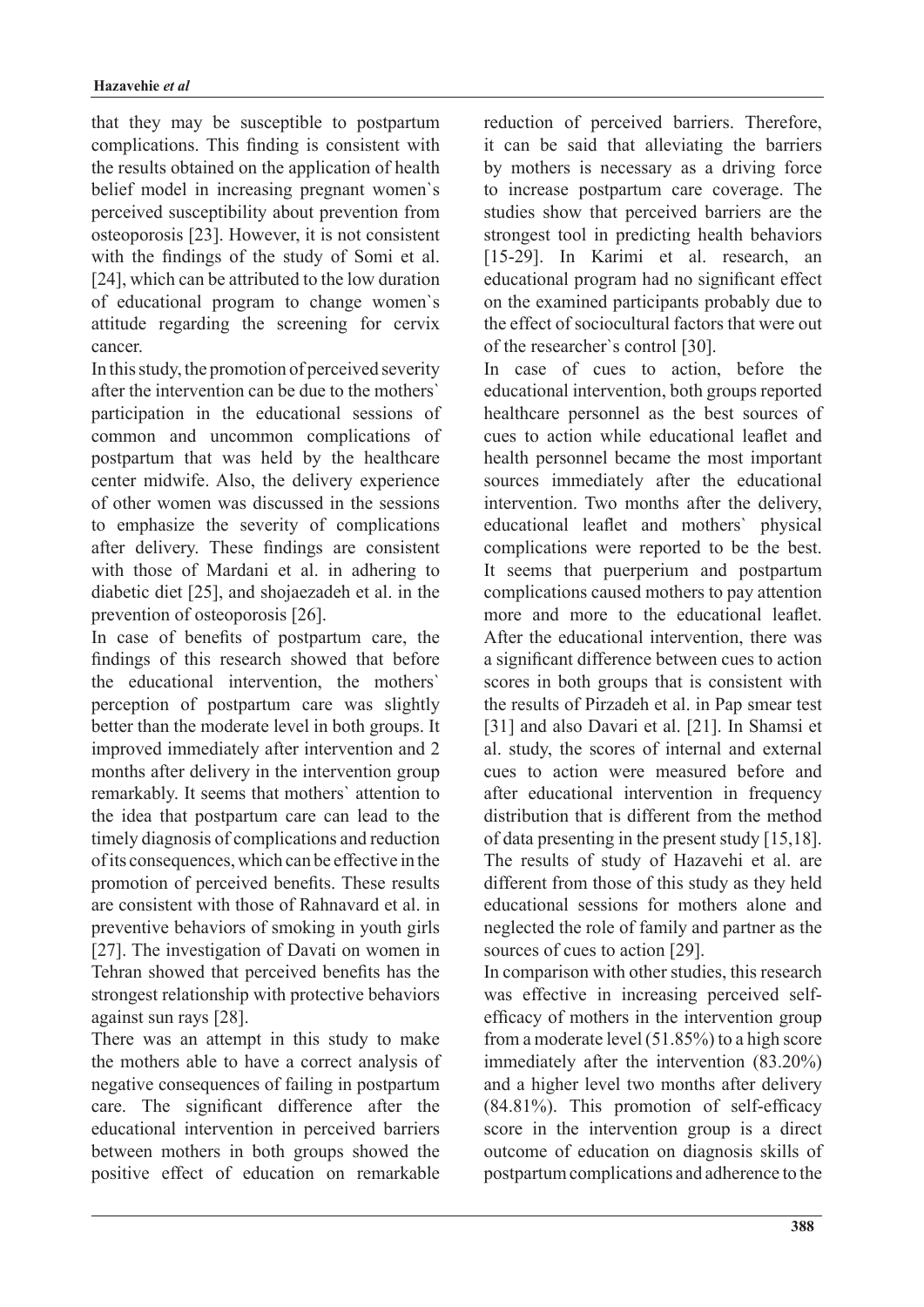that they may be susceptible to postpartum complications. This finding is consistent with the results obtained on the application of health belief model in increasing pregnant women`s perceived susceptibility about prevention from osteoporosis [23]. However, it is not consistent with the findings of the study of Somi et al. [24], which can be attributed to the low duration of educational program to change women`s attitude regarding the screening for cervix cancer.

In this study, the promotion of perceived severity after the intervention can be due to the mothers` participation in the educational sessions of common and uncommon complications of postpartum that was held by the healthcare center midwife. Also, the delivery experience of other women was discussed in the sessions to emphasize the severity of complications after delivery. These findings are consistent with those of Mardani et al. in adhering to diabetic diet [25], and shojaezadeh et al. in the prevention of osteoporosis [26].

In case of benefits of postpartum care, the findings of this research showed that before the educational intervention, the mothers` perception of postpartum care was slightly better than the moderate level in both groups. It improved immediately after intervention and 2 months after delivery in the intervention group remarkably. It seems that mothers` attention to the idea that postpartum care can lead to the timely diagnosis of complications and reduction of its consequences, which can be effective in the promotion of perceived benefits. These results are consistent with those of Rahnavard et al. in preventive behaviors of smoking in youth girls [27]. The investigation of Davati on women in Tehran showed that perceived benefits has the strongest relationship with protective behaviors against sun rays [28].

There was an attempt in this study to make the mothers able to have a correct analysis of negative consequences of failing in postpartum care. The significant difference after the educational intervention in perceived barriers between mothers in both groups showed the positive effect of education on remarkable reduction of perceived barriers. Therefore, it can be said that alleviating the barriers by mothers is necessary as a driving force to increase postpartum care coverage. The studies show that perceived barriers are the strongest tool in predicting health behaviors [15-29]. In Karimi et al. research, an educational program had no significant effect on the examined participants probably due to the effect of sociocultural factors that were out of the researcher`s control [30].

In case of cues to action, before the educational intervention, both groups reported healthcare personnel as the best sources of cues to action while educational leaflet and health personnel became the most important sources immediately after the educational intervention. Two months after the delivery, educational leaflet and mothers` physical complications were reported to be the best. It seems that puerperium and postpartum complications caused mothers to pay attention more and more to the educational leaflet. After the educational intervention, there was a significant difference between cues to action scores in both groups that is consistent with the results of Pirzadeh et al. in Pap smear test [31] and also Davari et al. [21]. In Shamsi et al. study, the scores of internal and external cues to action were measured before and after educational intervention in frequency distribution that is different from the method of data presenting in the present study [15,18]. The results of study of Hazavehi et al. are different from those of this study as they held educational sessions for mothers alone and neglected the role of family and partner as the sources of cues to action [29].

In comparison with other studies, this research was effective in increasing perceived self-efficacy of mothers in the intervention group from a moderate level (51.85%) to a high score immediately after the intervention (83.20%) and a higher level two months after delivery (84.81%). This promotion of self-efficacy score in the intervention group is a direct outcome of education on diagnosis skills of postpartum complications and adherence to the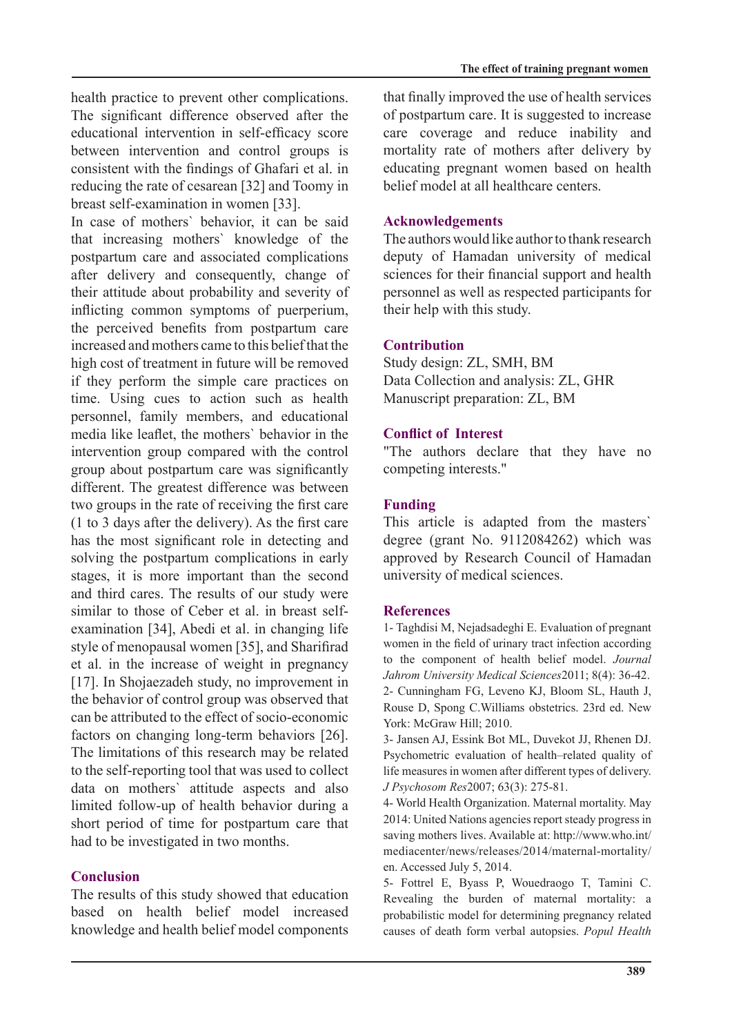health practice to prevent other complications. The significant difference observed after the educational intervention in self-efficacy score between intervention and control groups is consistent with the findings of Ghafari et al. in reducing the rate of cesarean [32] and Toomy in breast self-examination in women [33].

In case of mothers` behavior, it can be said that increasing mothers` knowledge of the postpartum care and associated complications after delivery and consequently, change of their attitude about probability and severity of inflicting common symptoms of puerperium, the perceived benefits from postpartum care increased and mothers came to this belief that the high cost of treatment in future will be removed if they perform the simple care practices on time. Using cues to action such as health personnel, family members, and educational media like leaflet, the mothers` behavior in the intervention group compared with the control group about postpartum care was significantly different. The greatest difference was between two groups in the rate of receiving the first care (1 to 3 days after the delivery). As the first care has the most significant role in detecting and solving the postpartum complications in early stages, it is more important than the second and third cares. The results of our study were similar to those of Ceber et al. in breast self-examination [34], Abedi et al. in changing life style of menopausal women [35], and Sharifirad et al. in the increase of weight in pregnancy [17]. In Shojaezadeh study, no improvement in the behavior of control group was observed that can be attributed to the effect of socio-economic factors on changing long-term behaviors [26]. The limitations of this research may be related to the self-reporting tool that was used to collect data on mothers` attitude aspects and also limited follow-up of health behavior during a short period of time for postpartum care that had to be investigated in two months.

## Conclusion

The results of this study showed that education based on health belief model increased knowledge and health belief model components that finally improved the use of health services of postpartum care. It is suggested to increase care coverage and reduce inability and mortality rate of mothers after delivery by educating pregnant women based on health belief model at all healthcare centers.

## Acknowledgements

The authors would like author to thank research deputy of Hamadan university of medical sciences for their financial support and health personnel as well as respected participants for their help with this study.

## Contribution

Study design: ZL, SMH, BM
Data Collection and analysis: ZL, GHR
Manuscript preparation: ZL, BM

## Conflict of Interest

"The authors declare that they have no competing interests."

## Funding

This article is adapted from the masters` degree (grant No. 9112084262) which was approved by Research Council of Hamadan university of medical sciences.

## References

1- Taghdisi M, Nejadsadeghi E. Evaluation of pregnant women in the field of urinary tract infection according to the component of health belief model. *Journal Jahrom University Medical Sciences*2011; 8(4): 36-42.

2- Cunningham FG, Leveno KJ, Bloom SL, Hauth J, Rouse D, Spong C.Williams obstetrics. 23rd ed. New York: McGraw Hill; 2010.

3- Jansen AJ, Essink Bot ML, Duvekot JJ, Rhenen DJ. Psychometric evaluation of health–related quality of life measures in women after different types of delivery. *J Psychosom Res*2007; 63(3): 275-81.

4- World Health Organization. Maternal mortality. May 2014: United Nations agencies report steady progress in saving mothers lives. Available at: http://www.who.int/mediacenter/news/releases/2014/maternal-mortality/en. Accessed July 5, 2014.

5- Fottrel E, Byass P, Wouedraogo T, Tamini C. Revealing the burden of maternal mortality: a probabilistic model for determining pregnancy related causes of death form verbal autopsies. *Popul Health*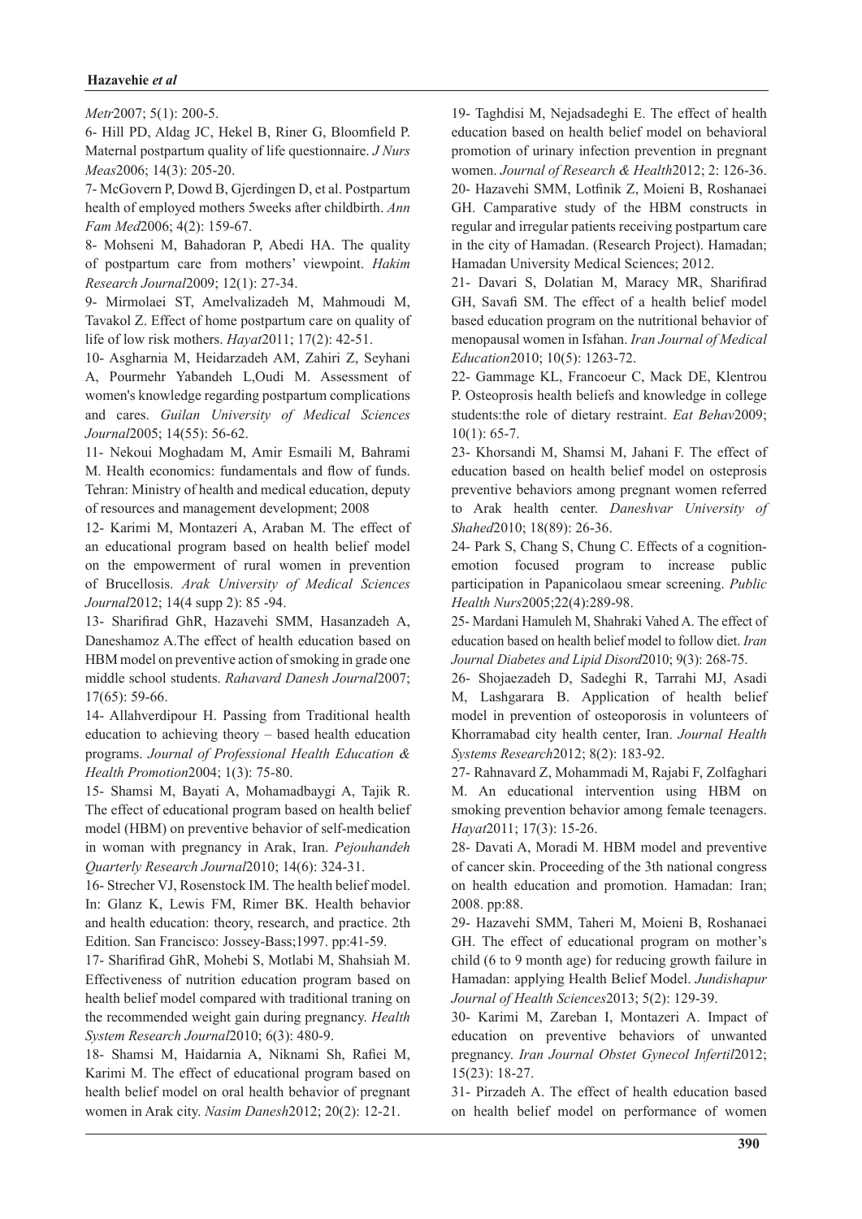*Metr*2007; 5(1): 200-5.

6- Hill PD, Aldag JC, Hekel B, Riner G, Bloomfield P. Maternal postpartum quality of life questionnaire. *J Nurs Meas*2006; 14(3): 205-20.

7- McGovern P, Dowd B, Gjerdingen D, et al. Postpartum health of employed mothers 5weeks after childbirth. *Ann Fam Med*2006; 4(2): 159-67.

8- Mohseni M, Bahadoran P, Abedi HA. The quality of postpartum care from mothers' viewpoint. *Hakim Research Journal*2009; 12(1): 27-34.

9- Mirmolaei ST, Amelvalizadeh M, Mahmoudi M, Tavakol Z. Effect of home postpartum care on quality of life of low risk mothers. *Hayat*2011; 17(2): 42-51.

10- Asgharnia M, Heidarzadeh AM, Zahiri Z, Seyhani A, Pourmehr Yabandeh L,Oudi M. Assessment of women's knowledge regarding postpartum complications and cares. *Guilan University of Medical Sciences Journal*2005; 14(55): 56-62.

11- Nekoui Moghadam M, Amir Esmaili M, Bahrami M. Health economics: fundamentals and flow of funds. Tehran: Ministry of health and medical education, deputy of resources and management development; 2008

12- Karimi M, Montazeri A, Araban M. The effect of an educational program based on health belief model on the empowerment of rural women in prevention of Brucellosis. *Arak University of Medical Sciences Journal*2012; 14(4 supp 2): 85 -94.

13- Sharifirad GhR, Hazavehi SMM, Hasanzadeh A, Daneshamoz A.The effect of health education based on HBM model on preventive action of smoking in grade one middle school students. *Rahavard Danesh Journal*2007; 17(65): 59-66.

14- Allahverdipour H. Passing from Traditional health education to achieving theory – based health education programs. *Journal of Professional Health Education & Health Promotion*2004; 1(3): 75-80.

15- Shamsi M, Bayati A, Mohamadbaygi A, Tajik R. The effect of educational program based on health belief model (HBM) on preventive behavior of self-medication in woman with pregnancy in Arak, Iran. *Pejouhandeh Quarterly Research Journal*2010; 14(6): 324-31.

16- Strecher VJ, Rosenstock IM. The health belief model. In: Glanz K, Lewis FM, Rimer BK. Health behavior and health education: theory, research, and practice. 2th Edition. San Francisco: Jossey-Bass;1997. pp:41-59.

17- Sharifirad GhR, Mohebi S, Motlabi M, Shahsiah M. Effectiveness of nutrition education program based on health belief model compared with traditional traning on the recommended weight gain during pregnancy. *Health System Research Journal*2010; 6(3): 480-9.

18- Shamsi M, Haidarnia A, Niknami Sh, Rafiei M, Karimi M. The effect of educational program based on health belief model on oral health behavior of pregnant women in Arak city. *Nasim Danesh*2012; 20(2): 12-21.

19- Taghdisi M, Nejadsadeghi E. The effect of health education based on health belief model on behavioral promotion of urinary infection prevention in pregnant women. *Journal of Research & Health*2012; 2: 126-36.

20- Hazavehi SMM, Lotfnik Z, Moieni B, Roshanaei GH. Camparative study of the HBM constructs in regular and irregular patients receiving postpartum care in the city of Hamadan. (Research Project). Hamadan; Hamadan University Medical Sciences; 2012.

21- Davari S, Dolatian M, Maracy MR, Sharifirad GH, Savafi SM. The effect of a health belief model based education program on the nutritional behavior of menopausal women in Isfahan. *Iran Journal of Medical Education*2010; 10(5): 1263-72.

22- Gammage KL, Francoeur C, Mack DE, Klentrou P. Osteoprosis health beliefs and knowledge in college students:the role of dietary restraint. *Eat Behav*2009; 10(1): 65-7.

23- Khorsandi M, Shamsi M, Jahani F. The effect of education based on health belief model on osteprosis preventive behaviors among pregnant women referred to Arak health center. *Daneshvar University of Shahed*2010; 18(89): 26-36.

24- Park S, Chang S, Chung C. Effects of a cognition-emotion focused program to increase public participation in Papanicolaou smear screening. *Public Health Nurs*2005;22(4):289-98.

25- Mardani Hamuleh M, Shahraki Vahed A. The effect of education based on health belief model to follow diet. *Iran Journal Diabetes and Lipid Disord*2010; 9(3): 268-75.

26- Shojaezadeh D, Sadeghi R, Tarrahi MJ, Asadi M, Lashgarara B. Application of health belief model in prevention of osteoporosis in volunteers of Khorramabad city health center, Iran. *Journal Health Systems Research*2012; 8(2): 183-92.

27- Rahnavard Z, Mohammadi M, Rajabi F, Zolfaghari M. An educational intervention using HBM on smoking prevention behavior among female teenagers. *Hayat*2011; 17(3): 15-26.

28- Davati A, Moradi M. HBM model and preventive of cancer skin. Proceeding of the 3th national congress on health education and promotion. Hamadan: Iran; 2008. pp:88.

29- Hazavehi SMM, Taheri M, Moieni B, Roshanaei GH. The effect of educational program on mother's child (6 to 9 month age) for reducing growth failure in Hamadan: applying Health Belief Model. *Jundishapur Journal of Health Sciences*2013; 5(2): 129-39.

30- Karimi M, Zareban I, Montazeri A. Impact of education on preventive behaviors of unwanted pregnancy. *Iran Journal Obstet Gynecol Infertil*2012; 15(23): 18-27.

31- Pirzadeh A. The effect of health education based on health belief model on performance of women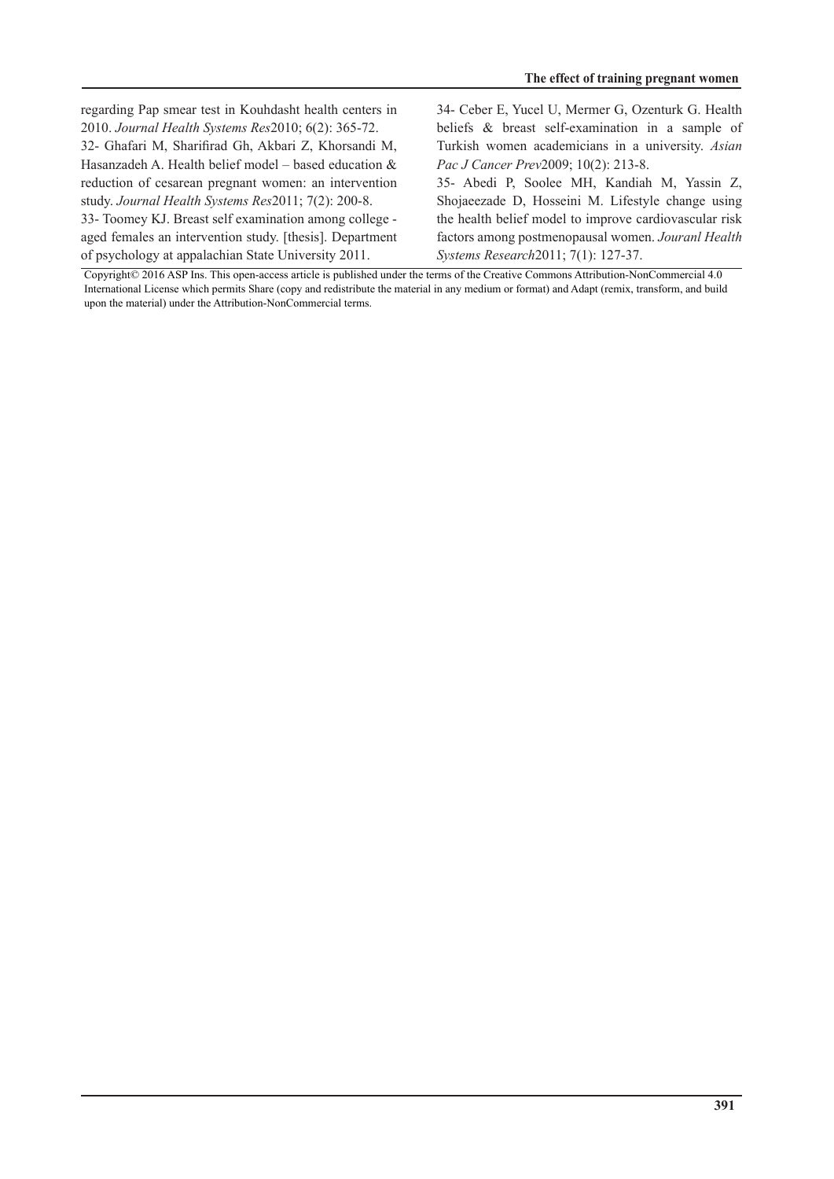regarding Pap smear test in Kouhdasht health centers in 2010. *Journal Health Systems Res*2010; 6(2): 365-72.

32- Ghafari M, Sharifirad Gh, Akbari Z, Khorsandi M, Hasanzadeh A. Health belief model – based education & reduction of cesarean pregnant women: an intervention study. *Journal Health Systems Res*2011; 7(2): 200-8.

33- Toomey KJ. Breast self examination among college - aged females an intervention study. [thesis]. Department of psychology at appalachian State University 2011.

34- Ceber E, Yucel U, Mermer G, Ozenturk G. Health beliefs & breast self-examination in a sample of Turkish women academicians in a university. *Asian Pac J Cancer Prev*2009; 10(2): 213-8.

35- Abedi P, Soolee MH, Kandiah M, Yassin Z, Shojaeezade D, Hosseini M. Lifestyle change using the health belief model to improve cardiovascular risk factors among postmenopausal women. *Jouranl Health Systems Research*2011; 7(1): 127-37.

Copyright© 2016 ASP Ins. This open-access article is published under the terms of the Creative Commons Attribution-NonCommercial 4.0 International License which permits Share (copy and redistribute the material in any medium or format) and Adapt (remix, transform, and build upon the material) under the Attribution-NonCommercial terms.